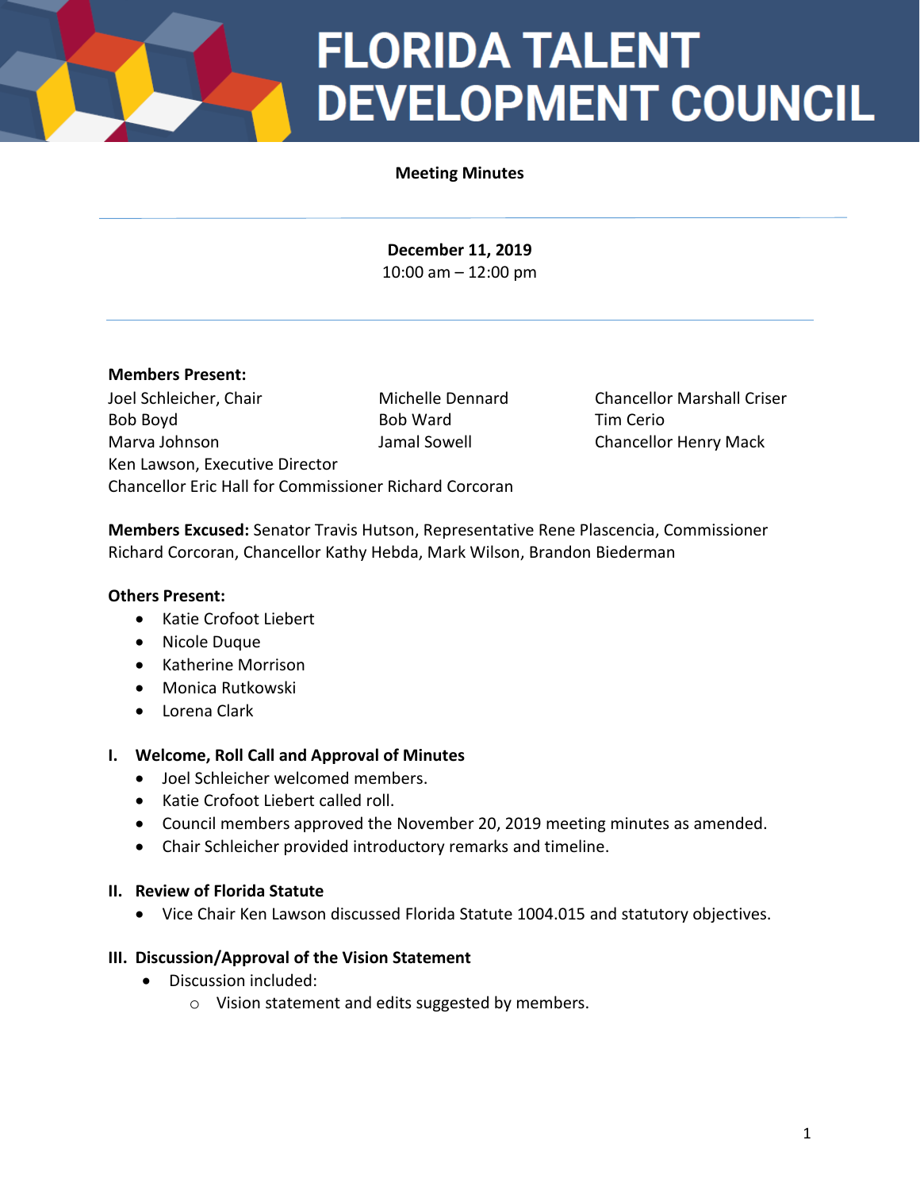# FLORIDA TALENT DEVELOPMENT COUNCIL

**Meeting Minutes**

---

**December 11, 2019**
10:00 am – 12:00 pm

---

**Members Present:**
Joel Schleicher, Chair
Bob Boyd
Marva Johnson
Michelle Dennard
Bob Ward
Jamal Sowell
Chancellor Marshall Criser
Tim Cerio
Chancellor Henry Mack
Ken Lawson, Executive Director
Chancellor Eric Hall for Commissioner Richard Corcoran

**Members Excused:** Senator Travis Hutson, Representative Rene Plascencia, Commissioner Richard Corcoran, Chancellor Kathy Hebda, Mark Wilson, Brandon Biederman

**Others Present:**
- Katie Crofoot Liebert
- Nicole Duque
- Katherine Morrison
- Monica Rutkowski
- Lorena Clark

## I. Welcome, Roll Call and Approval of Minutes
- Joel Schleicher welcomed members.
- Katie Crofoot Liebert called roll.
- Council members approved the November 20, 2019 meeting minutes as amended.
- Chair Schleicher provided introductory remarks and timeline.

## II. Review of Florida Statute
- Vice Chair Ken Lawson discussed Florida Statute 1004.015 and statutory objectives.

## III. Discussion/Approval of the Vision Statement
- Discussion included:
  - Vision statement and edits suggested by members.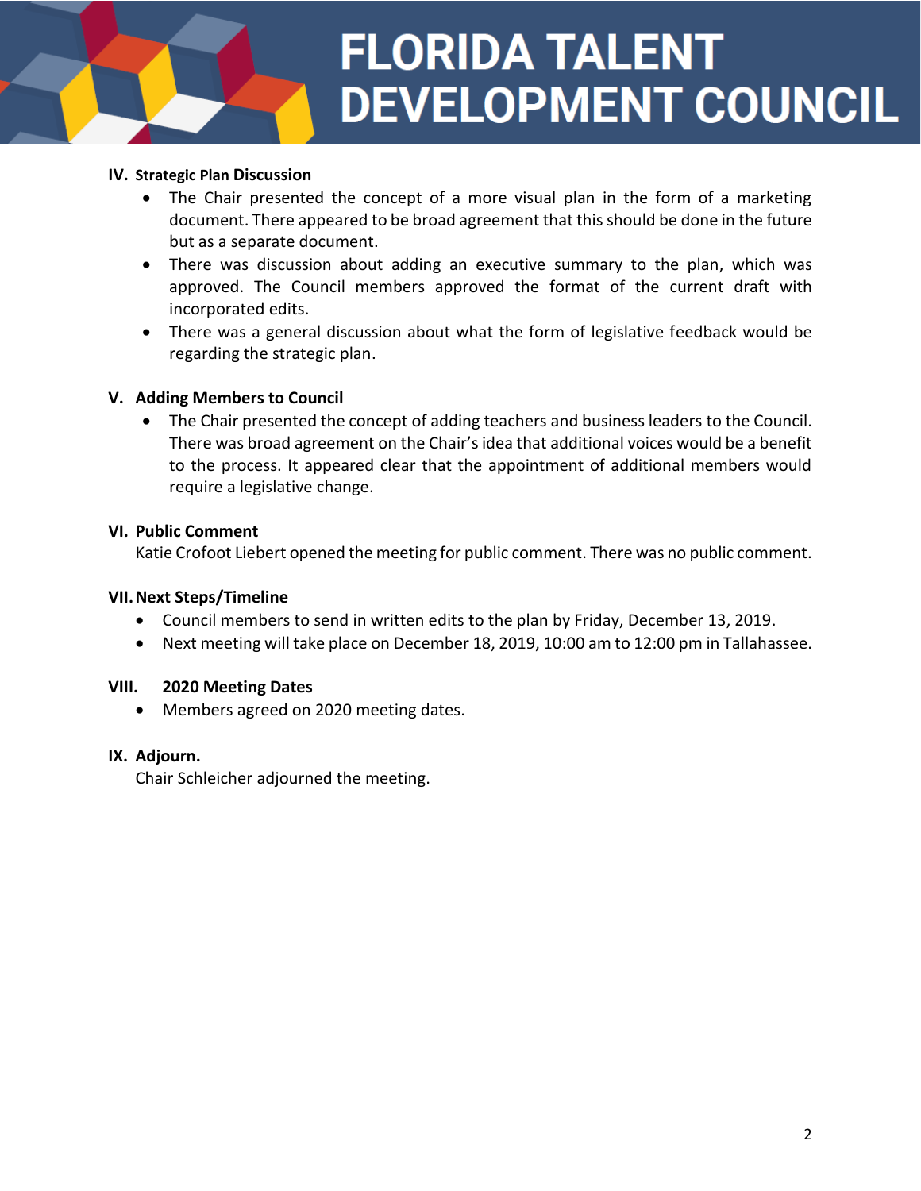### IV. Strategic Plan Discussion

- The Chair presented the concept of a more visual plan in the form of a marketing document. There appeared to be broad agreement that this should be done in the future but as a separate document.
- There was discussion about adding an executive summary to the plan, which was approved. The Council members approved the format of the current draft with incorporated edits.
- There was a general discussion about what the form of legislative feedback would be regarding the strategic plan.

### V. Adding Members to Council

- The Chair presented the concept of adding teachers and business leaders to the Council. There was broad agreement on the Chair's idea that additional voices would be a benefit to the process. It appeared clear that the appointment of additional members would require a legislative change.

### VI. Public Comment

Katie Crofoot Liebert opened the meeting for public comment. There was no public comment.

### VII. Next Steps/Timeline

- Council members to send in written edits to the plan by Friday, December 13, 2019.
- Next meeting will take place on December 18, 2019, 10:00 am to 12:00 pm in Tallahassee.

### VIII. 2020 Meeting Dates

- Members agreed on 2020 meeting dates.

### IX. Adjourn.

Chair Schleicher adjourned the meeting.